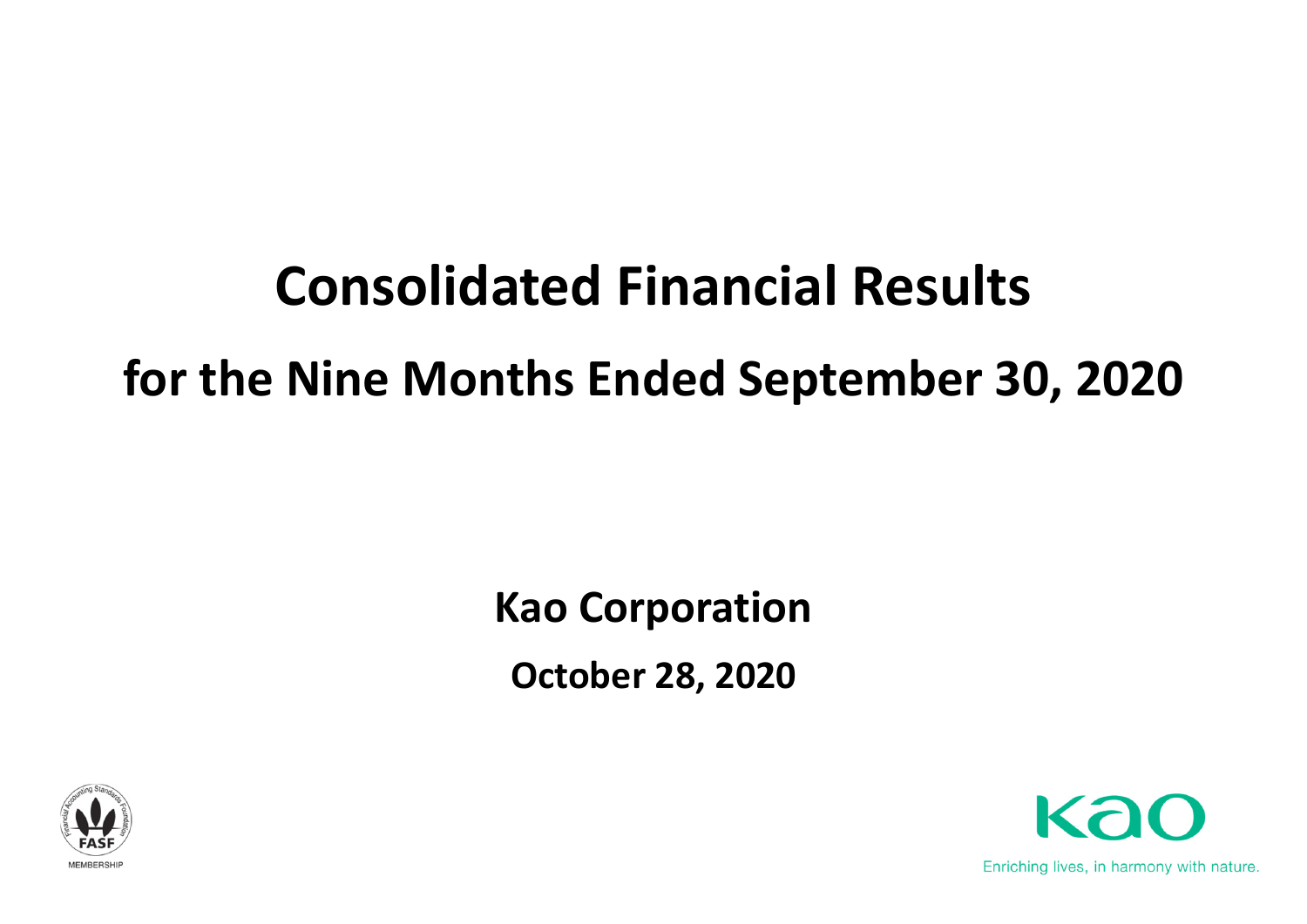# Consolidated Financial Results

# for the Nine Months Ended September 30, 2020

**Kao Corporation**

**October 28, 2020**

Enriching lives, in harmony with nature.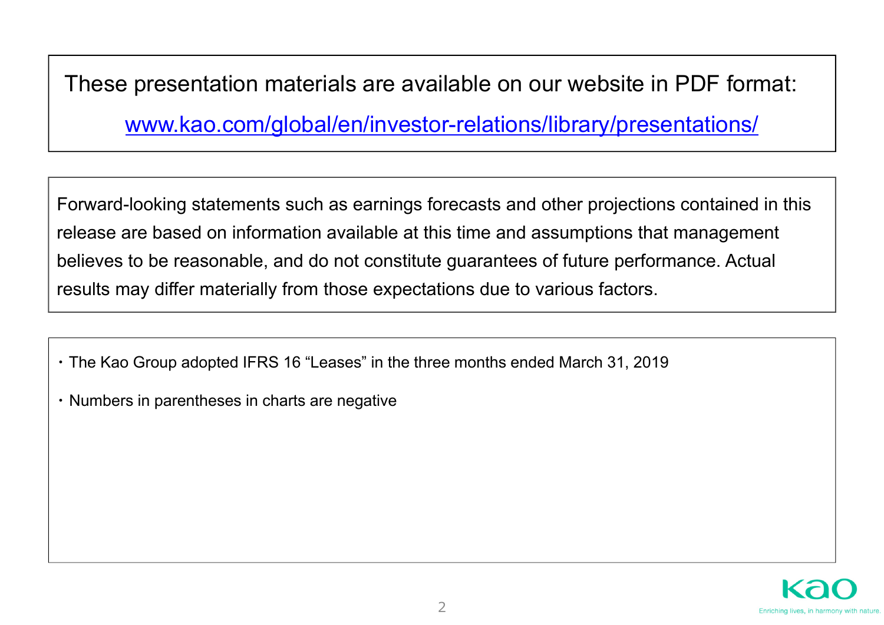These presentation materials are available on our website in PDF format:

[www.kao.com/global/en/investor-relations/library/presentations/](http://www.kao.com/global/en/investor-relations/library/presentations/)

Forward-looking statements such as earnings forecasts and other projections contained in this release are based on information available at this time and assumptions that management believes to be reasonable, and do not constitute guarantees of future performance. Actual results may differ materially from those expectations due to various factors.

- The Kao Group adopted IFRS 16 “Leases” in the three months ended March 31, 2019
- Numbers in parentheses in charts are negative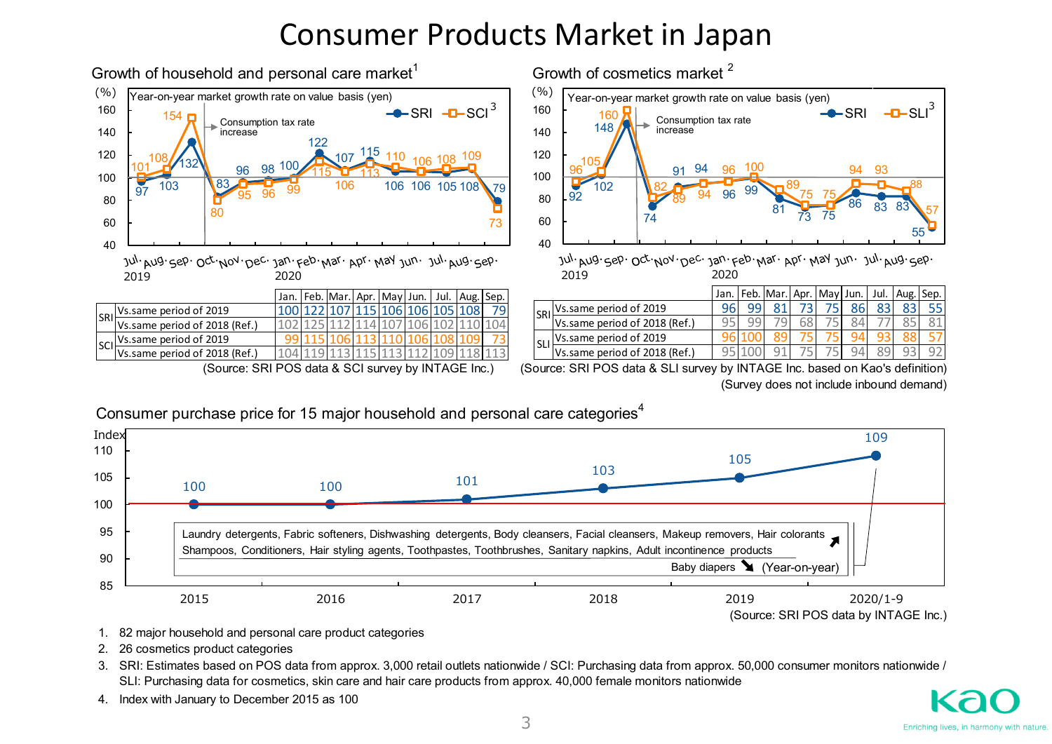# Consumer Products Market in Japan

## Growth of household and personal care market[1]

Year-on-year market growth rate on value basis (yen)

Consumption tax rate increase

| | | Jan. | Feb. | Mar. | Apr. | May | Jun. | Jul. | Aug. | Sep. |
|---|---|---|---|---|---|---|---|---|---|---|
| SRI | Vs.same period of 2019 | 100 | 122 | 107 | 115 | 106 | 106 | 105 | 108 | 79 |
| | Vs.same period of 2018 (Ref.) | 102 | 125 | 112 | 114 | 107 | 106 | 102 | 110 | 104 |
| SCI | Vs.same period of 2019 | 99 | 115 | 106 | 113 | 110 | 106 | 108 | 109 | 73 |
| | Vs.same period of 2018 (Ref.) | 104 | 119 | 113 | 115 | 113 | 112 | 109 | 118 | 113 |

(Source: SRI POS data & SCI survey by INTAGE Inc.)

## Growth of cosmetics market[2]

Year-on-year market growth rate on value basis (yen)

Consumption tax rate increase

| | | Jan. | Feb. | Mar. | Apr. | May | Jun. | Jul. | Aug. | Sep. |
|---|---|---|---|---|---|---|---|---|---|---|
| SRI | Vs.same period of 2019 | 96 | 99 | 81 | 73 | 75 | 86 | 83 | 83 | 55 |
| | Vs.same period of 2018 (Ref.) | 95 | 99 | 79 | 68 | 75 | 84 | 77 | 85 | 81 |
| SLI | Vs.same period of 2019 | 96 | 100 | 89 | 75 | 75 | 94 | 93 | 88 | 57 |
| | Vs.same period of 2018 (Ref.) | 95 | 100 | 91 | 75 | 75 | 94 | 89 | 93 | 92 |

(Source: SRI POS data & SLI survey by INTAGE Inc. based on Kao's definition)
(Survey does not include inbound demand)

## Consumer purchase price for 15 major household and personal care categories[4]

| | 2015 | 2016 | 2017 | 2018 | 2019 | 2020/1-9 |
|---|---|---|---|---|---|---|
| Index | 100 | 100 | 101 | 103 | 105 | 109 |

Laundry detergents, Fabric softeners, Dishwashing detergents, Body cleansers, Facial cleansers, Makeup removers, Hair colorants, Shampoos, Conditioners, Hair styling agents, Toothpastes, Toothbrushes, Sanitary napkins, Adult incontinence products ↗

Baby diapers ↘ (Year-on-year)

(Source: SRI POS data by INTAGE Inc.)

1. 82 major household and personal care product categories
2. 26 cosmetics product categories
3. SRI: Estimates based on POS data from approx. 3,000 retail outlets nationwide / SCI: Purchasing data from approx. 50,000 consumer monitors nationwide / SLI: Purchasing data for cosmetics, skin care and hair care products from approx. 40,000 female monitors nationwide
4. Index with January to December 2015 as 100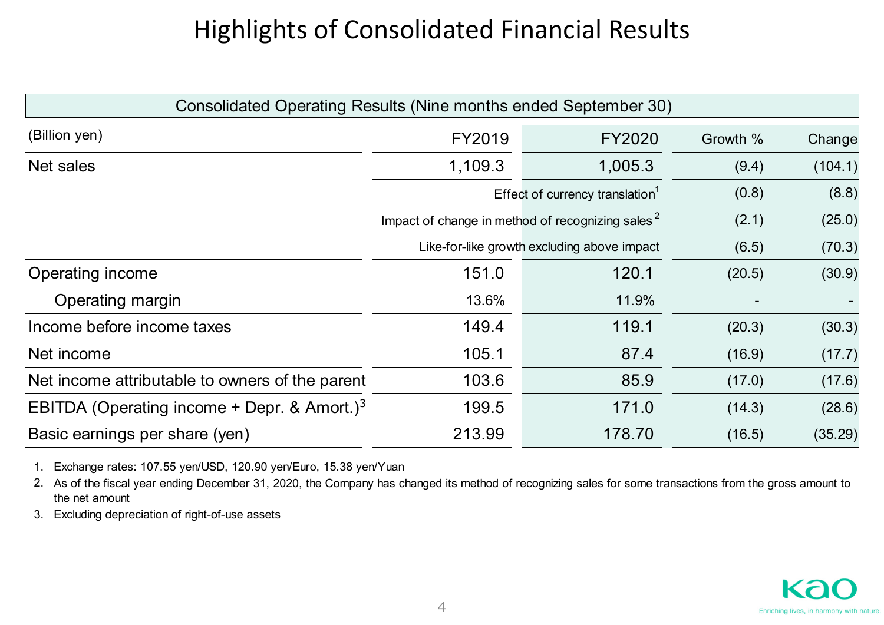# Highlights of Consolidated Financial Results

| Consolidated Operating Results (Nine months ended September 30) | | | | |
|---|---|---|---|---|
| (Billion yen) | FY2019 | FY2020 | Growth % | Change |
| Net sales | 1,109.3 | 1,005.3 | (9.4) | (104.1) |
| | Effect of currency translation[1] | | (0.8) | (8.8) |
| | Impact of change in method of recognizing sales[2] | | (2.1) | (25.0) |
| | Like-for-like growth excluding above impact | | (6.5) | (70.3) |
| Operating income | 151.0 | 120.1 | (20.5) | (30.9) |
| Operating margin | 13.6% | 11.9% | - | - |
| Income before income taxes | 149.4 | 119.1 | (20.3) | (30.3) |
| Net income | 105.1 | 87.4 | (16.9) | (17.7) |
| Net income attributable to owners of the parent | 103.6 | 85.9 | (17.0) | (17.6) |
| EBITDA (Operating income + Depr. & Amort.)[3] | 199.5 | 171.0 | (14.3) | (28.6) |
| Basic earnings per share (yen) | 213.99 | 178.70 | (16.5) | (35.29) |

1. Exchange rates: 107.55 yen/USD, 120.90 yen/Euro, 15.38 yen/Yuan
2. As of the fiscal year ending December 31, 2020, the Company has changed its method of recognizing sales for some transactions from the gross amount to the net amount
3. Excluding depreciation of right-of-use assets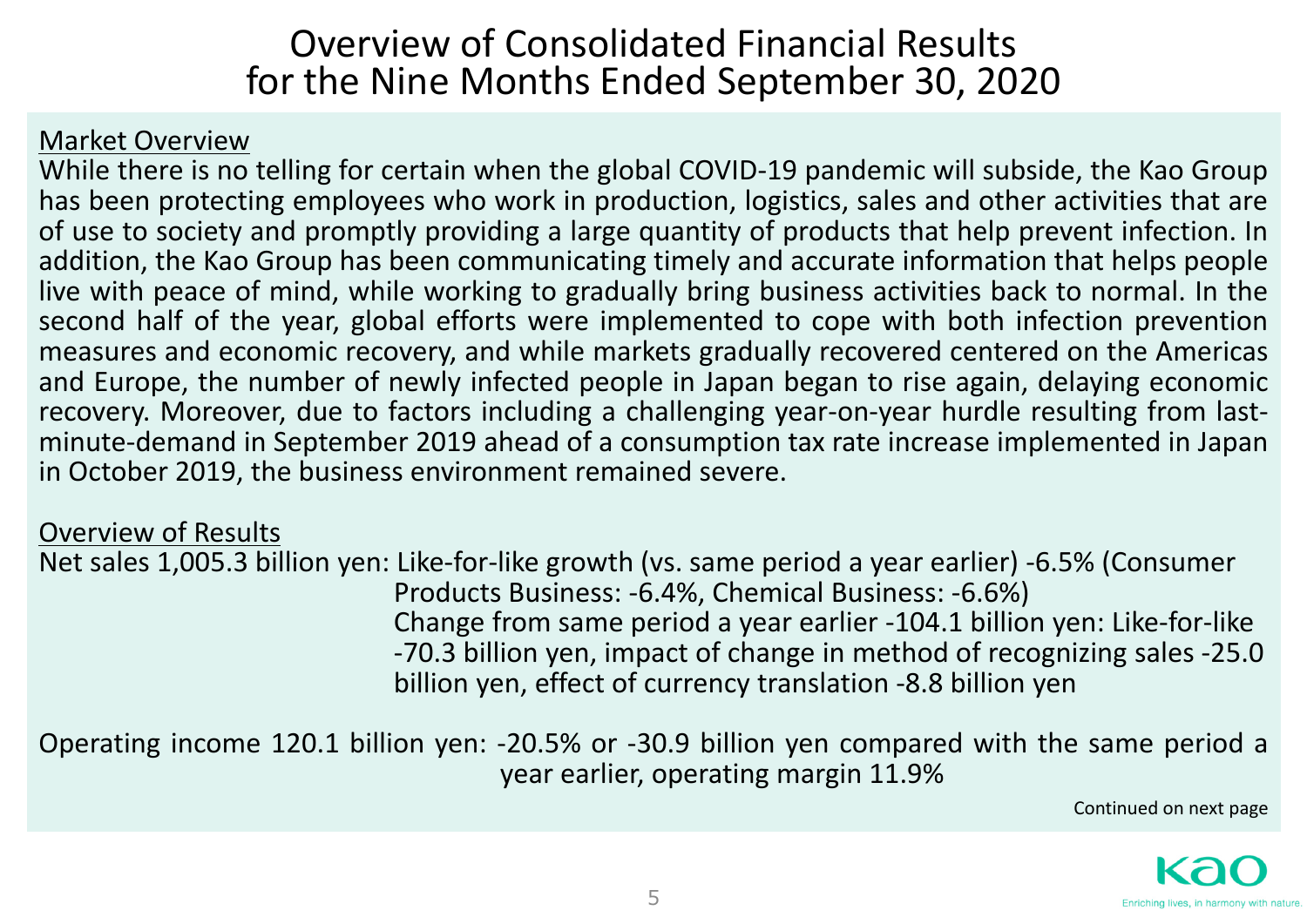# Overview of Consolidated Financial Results for the Nine Months Ended September 30, 2020

Market Overview

While there is no telling for certain when the global COVID-19 pandemic will subside, the Kao Group has been protecting employees who work in production, logistics, sales and other activities that are of use to society and promptly providing a large quantity of products that help prevent infection. In addition, the Kao Group has been communicating timely and accurate information that helps people live with peace of mind, while working to gradually bring business activities back to normal. In the second half of the year, global efforts were implemented to cope with both infection prevention measures and economic recovery, and while markets gradually recovered centered on the Americas and Europe, the number of newly infected people in Japan began to rise again, delaying economic recovery. Moreover, due to factors including a challenging year-on-year hurdle resulting from last-minute-demand in September 2019 ahead of a consumption tax rate increase implemented in Japan in October 2019, the business environment remained severe.

Overview of Results

Net sales 1,005.3 billion yen: Like-for-like growth (vs. same period a year earlier) -6.5% (Consumer Products Business: -6.4%, Chemical Business: -6.6%)
Change from same period a year earlier -104.1 billion yen: Like-for-like -70.3 billion yen, impact of change in method of recognizing sales -25.0 billion yen, effect of currency translation -8.8 billion yen

Operating income 120.1 billion yen: -20.5% or -30.9 billion yen compared with the same period a year earlier, operating margin 11.9%

Continued on next page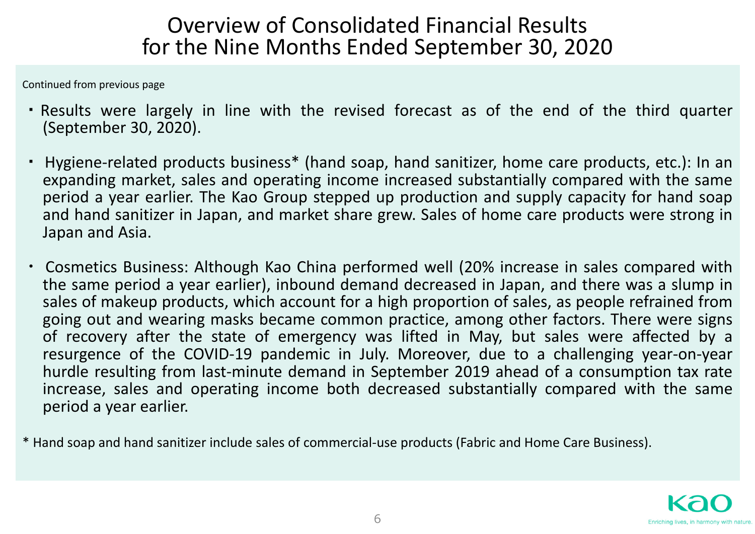# Overview of Consolidated Financial Results for the Nine Months Ended September 30, 2020

Continued from previous page

- Results were largely in line with the revised forecast as of the end of the third quarter (September 30, 2020).

- Hygiene-related products business* (hand soap, hand sanitizer, home care products, etc.): In an expanding market, sales and operating income increased substantially compared with the same period a year earlier. The Kao Group stepped up production and supply capacity for hand soap and hand sanitizer in Japan, and market share grew. Sales of home care products were strong in Japan and Asia.

- Cosmetics Business: Although Kao China performed well (20% increase in sales compared with the same period a year earlier), inbound demand decreased in Japan, and there was a slump in sales of makeup products, which account for a high proportion of sales, as people refrained from going out and wearing masks became common practice, among other factors. There were signs of recovery after the state of emergency was lifted in May, but sales were affected by a resurgence of the COVID-19 pandemic in July. Moreover, due to a challenging year-on-year hurdle resulting from last-minute demand in September 2019 ahead of a consumption tax rate increase, sales and operating income both decreased substantially compared with the same period a year earlier.

* Hand soap and hand sanitizer include sales of commercial-use products (Fabric and Home Care Business).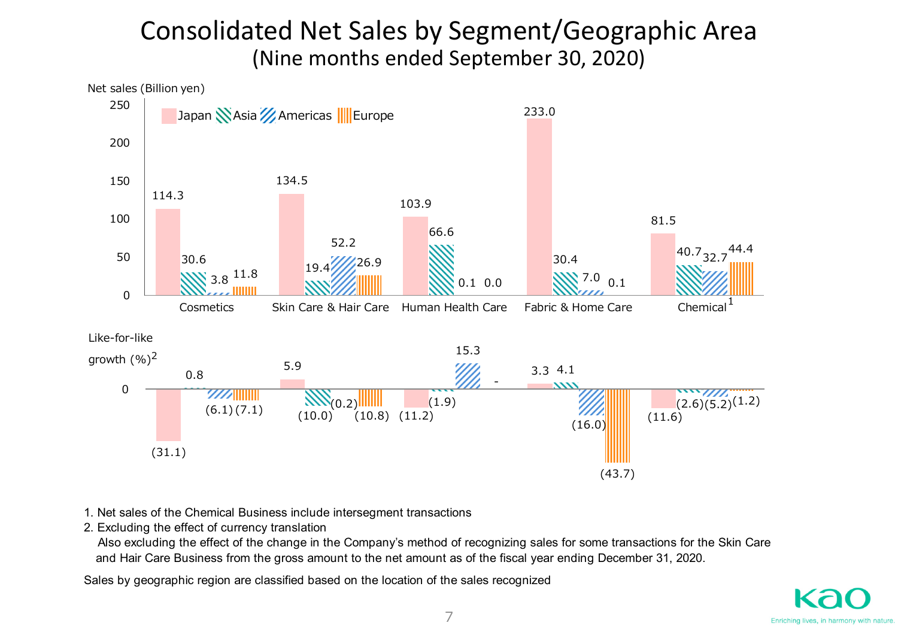# Consolidated Net Sales by Segment/Geographic Area
## (Nine months ended September 30, 2020)

Net sales (Billion yen)

| Segment | Japan | Asia | Americas | Europe |
|---|---|---|---|---|
| Cosmetics | 114.3 | 30.6 | 3.8 | 11.8 |
| Skin Care & Hair Care | 134.5 | 19.4 | 52.2 | 26.9 |
| Human Health Care | 103.9 | 66.6 | 0.1 | 0.0 |
| Fabric & Home Care | 233.0 | 30.4 | 7.0 | 0.1 |
| Chemical[1] | 81.5 | 40.7 | 32.7 | 44.4 |

Like-for-like growth (%)[2]

| Segment | Japan | Asia | Americas | Europe |
|---|---|---|---|---|
| Cosmetics | (31.1) | 0.8 | (6.1) | (7.1) |
| Skin Care & Hair Care | 5.9 | (10.0) | (0.2) | (10.8) |
| Human Health Care | (11.2) | (1.9) | 15.3 | - |
| Fabric & Home Care | 3.3 | 4.1 | (16.0) | (43.7) |
| Chemical[1] | (11.6) | (2.6) | (5.2) | (1.2) |

1. Net sales of the Chemical Business include intersegment transactions
2. Excluding the effect of currency translation
   Also excluding the effect of the change in the Company's method of recognizing sales for some transactions for the Skin Care and Hair Care Business from the gross amount to the net amount as of the fiscal year ending December 31, 2020.

Sales by geographic region are classified based on the location of the sales recognized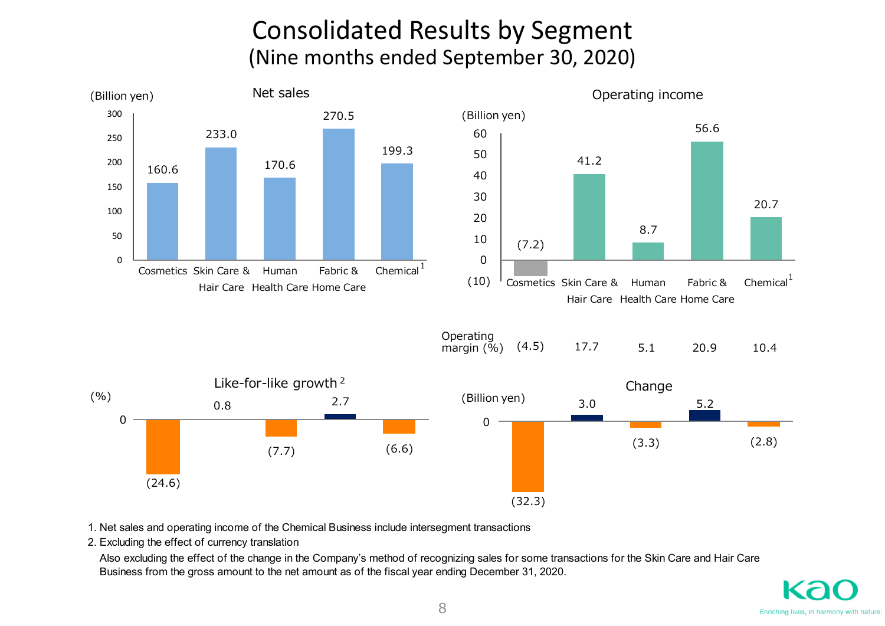# Consolidated Results by Segment
## (Nine months ended September 30, 2020)

### Net sales

(Billion yen)

| Segment | Net sales |
|---|---|
| Cosmetics | 160.6 |
| Skin Care & Hair Care | 233.0 |
| Human Health Care | 170.6 |
| Fabric & Home Care | 270.5 |
| Chemical[1] | 199.3 |

### Operating income

(Billion yen)

| Segment | Operating income | Operating margin (%) |
|---|---|---|
| Cosmetics | (7.2) | (4.5) |
| Skin Care & Hair Care | 41.2 | 17.7 |
| Human Health Care | 8.7 | 5.1 |
| Fabric & Home Care | 56.6 | 20.9 |
| Chemical[1] | 20.7 | 10.4 |

### Like-for-like growth[2] / Change

| Segment | Like-for-like growth[2] (%) | Change (Billion yen) |
|---|---|---|
| Cosmetics | (24.6) | (32.3) |
| Skin Care & Hair Care | 0.8 | 3.0 |
| Human Health Care | (7.7) | (3.3) |
| Fabric & Home Care | 2.7 | 5.2 |
| Chemical | (6.6) | (2.8) |

1. Net sales and operating income of the Chemical Business include intersegment transactions
2. Excluding the effect of currency translation
   Also excluding the effect of the change in the Company's method of recognizing sales for some transactions for the Skin Care and Hair Care Business from the gross amount to the net amount as of the fiscal year ending December 31, 2020.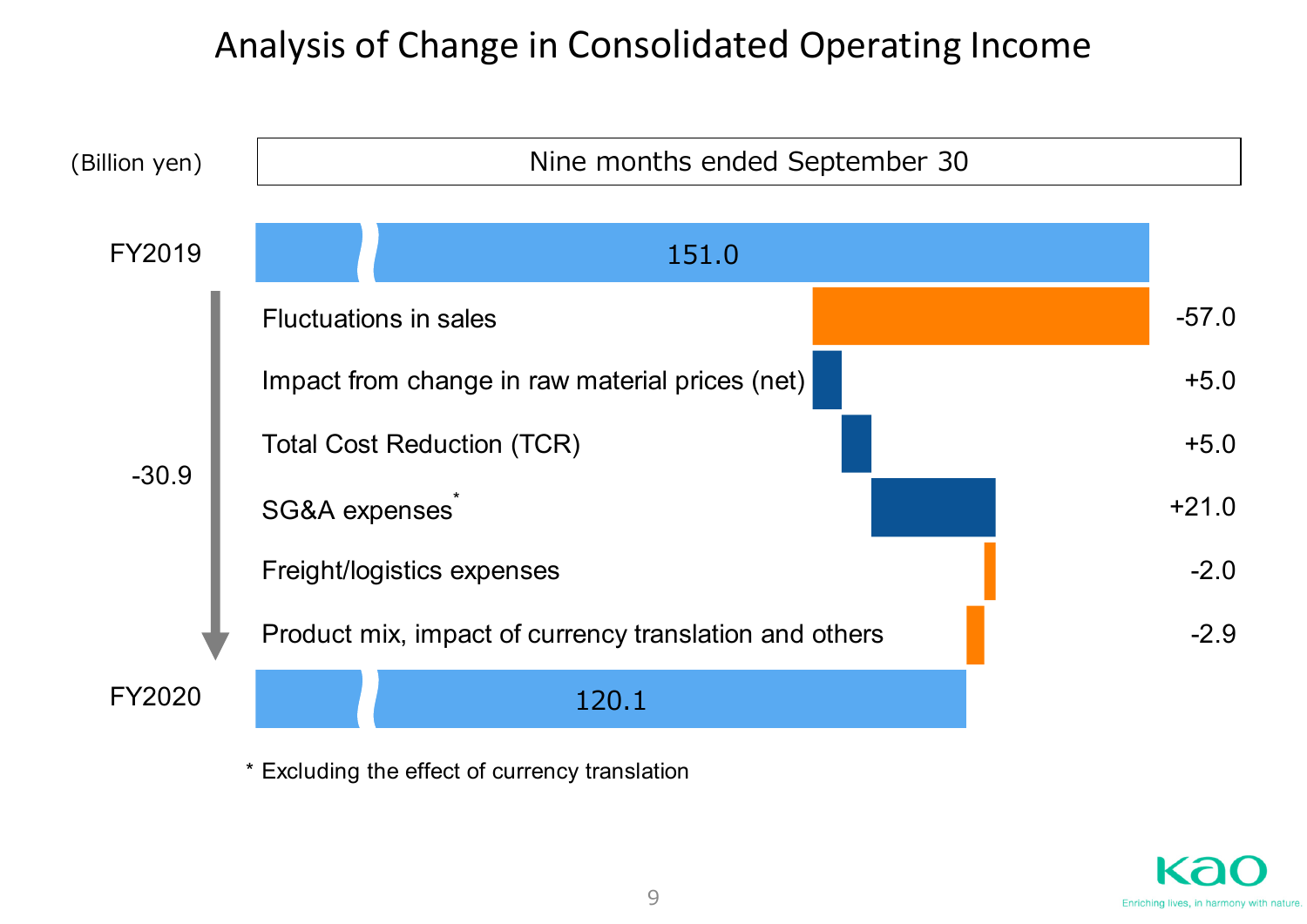# Analysis of Change in Consolidated Operating Income

(Billion yen)

Nine months ended September 30

| | Item | Amount |
|---|---|---|
| FY2019 | | 151.0 |
| | Fluctuations in sales | -57.0 |
| | Impact from change in raw material prices (net) | +5.0 |
| | Total Cost Reduction (TCR) | +5.0 |
| | SG&A expenses* | +21.0 |
| | Freight/logistics expenses | -2.0 |
| | Product mix, impact of currency translation and others | -2.9 |
| FY2020 | | 120.1 |

Total change: -30.9

* Excluding the effect of currency translation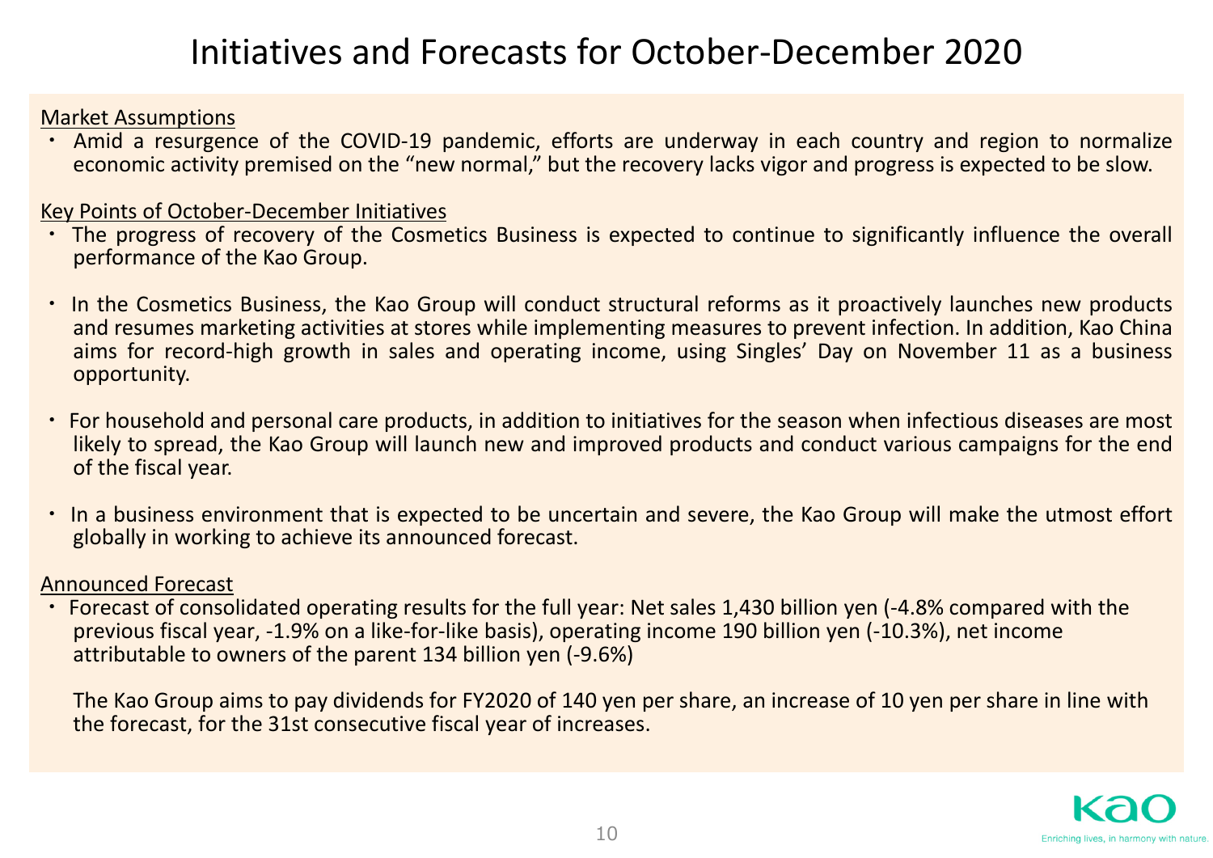# Initiatives and Forecasts for October-December 2020

Market Assumptions

- Amid a resurgence of the COVID-19 pandemic, efforts are underway in each country and region to normalize economic activity premised on the "new normal," but the recovery lacks vigor and progress is expected to be slow.

Key Points of October-December Initiatives

- The progress of recovery of the Cosmetics Business is expected to continue to significantly influence the overall performance of the Kao Group.
- In the Cosmetics Business, the Kao Group will conduct structural reforms as it proactively launches new products and resumes marketing activities at stores while implementing measures to prevent infection. In addition, Kao China aims for record-high growth in sales and operating income, using Singles' Day on November 11 as a business opportunity.
- For household and personal care products, in addition to initiatives for the season when infectious diseases are most likely to spread, the Kao Group will launch new and improved products and conduct various campaigns for the end of the fiscal year.
- In a business environment that is expected to be uncertain and severe, the Kao Group will make the utmost effort globally in working to achieve its announced forecast.

Announced Forecast

- Forecast of consolidated operating results for the full year: Net sales 1,430 billion yen (-4.8% compared with the previous fiscal year, -1.9% on a like-for-like basis), operating income 190 billion yen (-10.3%), net income attributable to owners of the parent 134 billion yen (-9.6%)

  The Kao Group aims to pay dividends for FY2020 of 140 yen per share, an increase of 10 yen per share in line with the forecast, for the 31st consecutive fiscal year of increases.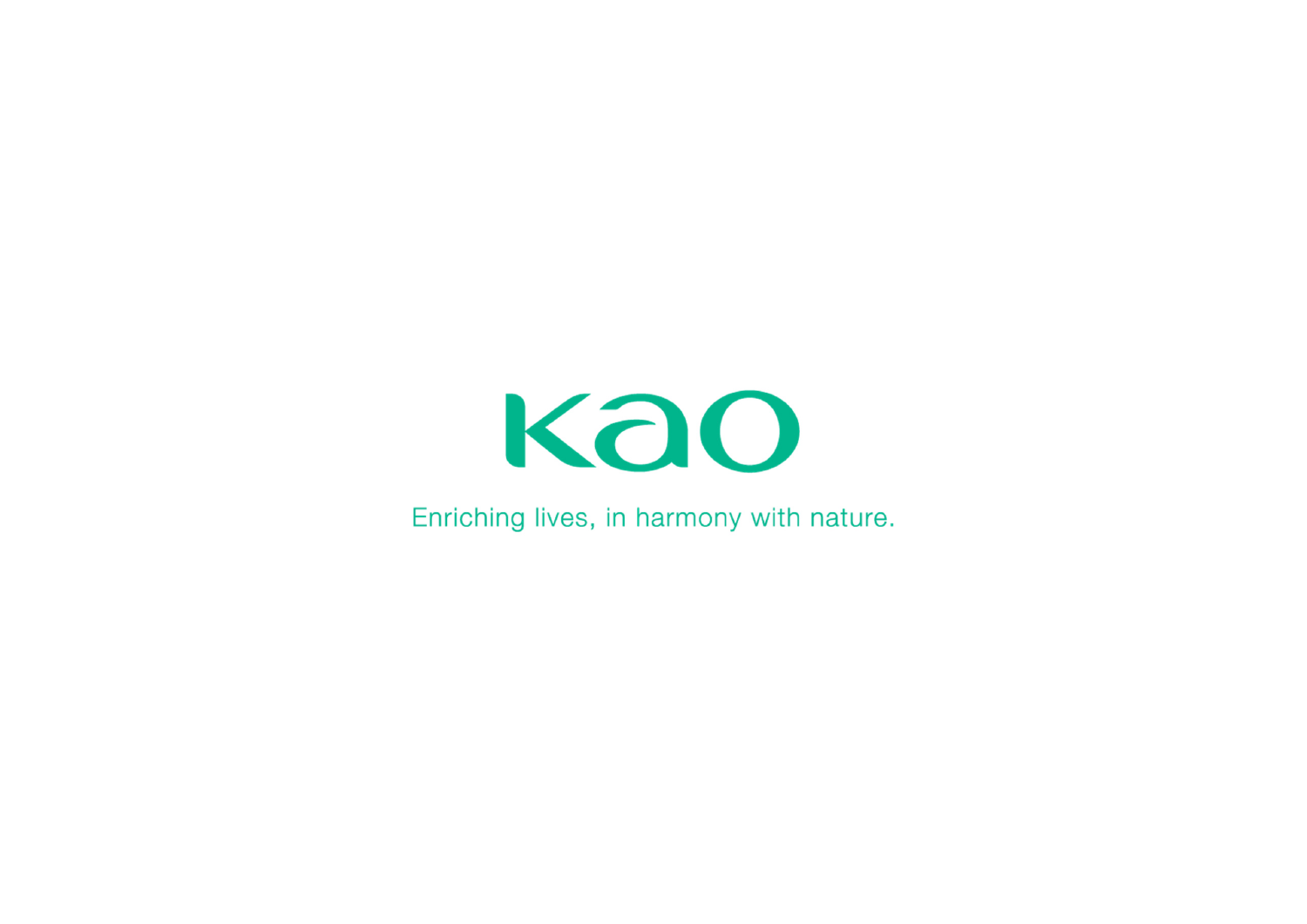Kao

Enriching lives, in harmony with nature.